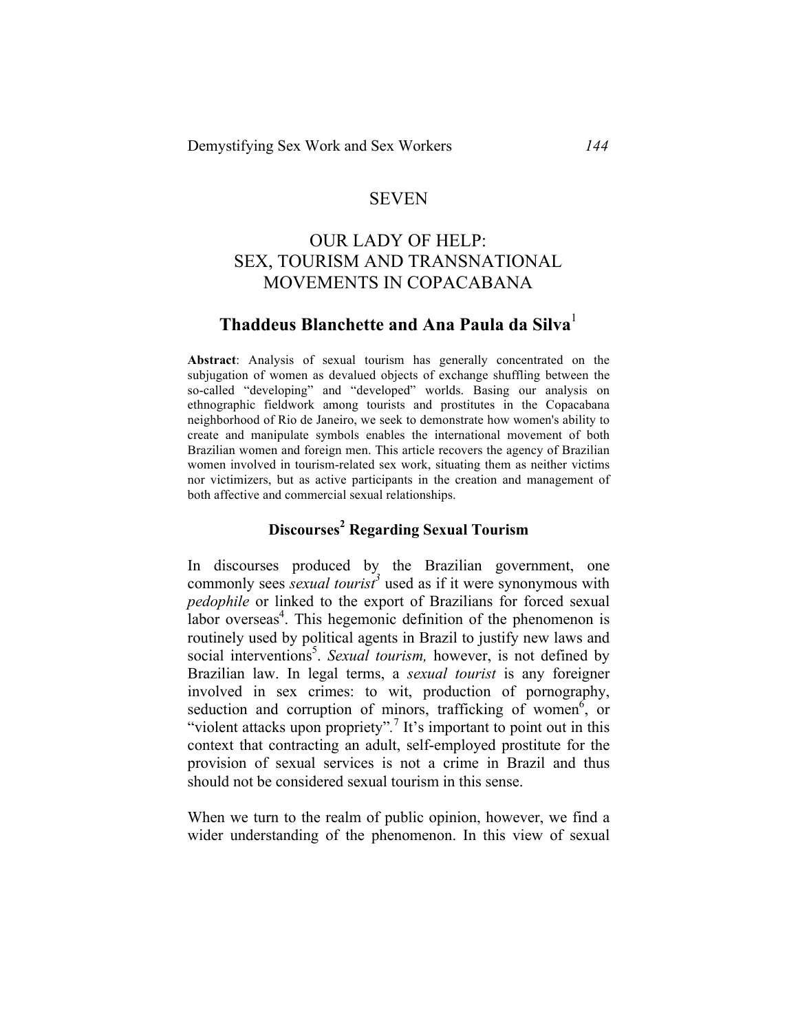# SEVEN

# OUR LADY OF HELP: SEX, TOURISM AND TRANSNATIONAL MOVEMENTS IN COPACABANA

## Thaddeus Blanchette and Ana Paula da Silva[1]

**Abstract**: Analysis of sexual tourism has generally concentrated on the subjugation of women as devalued objects of exchange shuffling between the so-called "developing" and "developed" worlds. Basing our analysis on ethnographic fieldwork among tourists and prostitutes in the Copacabana neighborhood of Rio de Janeiro, we seek to demonstrate how women's ability to create and manipulate symbols enables the international movement of both Brazilian women and foreign men. This article recovers the agency of Brazilian women involved in tourism-related sex work, situating them as neither victims nor victimizers, but as active participants in the creation and management of both affective and commercial sexual relationships.

### Discourses[2] Regarding Sexual Tourism

In discourses produced by the Brazilian government, one commonly sees *sexual tourist*[3] used as if it were synonymous with *pedophile* or linked to the export of Brazilians for forced sexual labor overseas[4]. This hegemonic definition of the phenomenon is routinely used by political agents in Brazil to justify new laws and social interventions[5]. *Sexual tourism,* however, is not defined by Brazilian law. In legal terms, a *sexual tourist* is any foreigner involved in sex crimes: to wit, production of pornography, seduction and corruption of minors, trafficking of women[6], or "violent attacks upon propriety".[7] It's important to point out in this context that contracting an adult, self-employed prostitute for the provision of sexual services is not a crime in Brazil and thus should not be considered sexual tourism in this sense.

When we turn to the realm of public opinion, however, we find a wider understanding of the phenomenon. In this view of sexual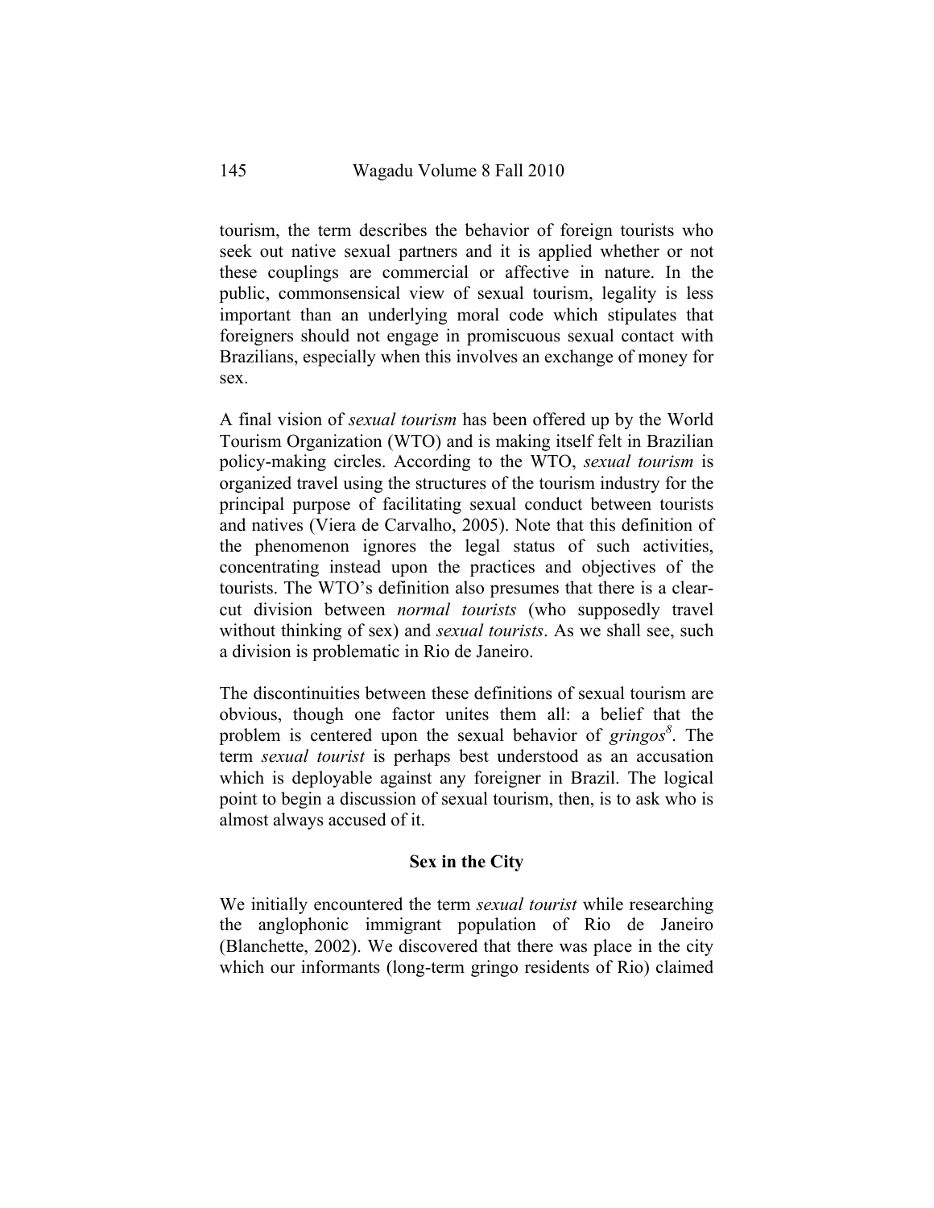tourism, the term describes the behavior of foreign tourists who seek out native sexual partners and it is applied whether or not these couplings are commercial or affective in nature. In the public, commonsensical view of sexual tourism, legality is less important than an underlying moral code which stipulates that foreigners should not engage in promiscuous sexual contact with Brazilians, especially when this involves an exchange of money for sex.

A final vision of *sexual tourism* has been offered up by the World Tourism Organization (WTO) and is making itself felt in Brazilian policy-making circles. According to the WTO, *sexual tourism* is organized travel using the structures of the tourism industry for the principal purpose of facilitating sexual conduct between tourists and natives (Viera de Carvalho, 2005). Note that this definition of the phenomenon ignores the legal status of such activities, concentrating instead upon the practices and objectives of the tourists. The WTO's definition also presumes that there is a clear-cut division between *normal tourists* (who supposedly travel without thinking of sex) and *sexual tourists*. As we shall see, such a division is problematic in Rio de Janeiro.

The discontinuities between these definitions of sexual tourism are obvious, though one factor unites them all: a belief that the problem is centered upon the sexual behavior of *gringos*[8]. The term *sexual tourist* is perhaps best understood as an accusation which is deployable against any foreigner in Brazil. The logical point to begin a discussion of sexual tourism, then, is to ask who is almost always accused of it.

## Sex in the City

We initially encountered the term *sexual tourist* while researching the anglophonic immigrant population of Rio de Janeiro (Blanchette, 2002). We discovered that there was place in the city which our informants (long-term gringo residents of Rio) claimed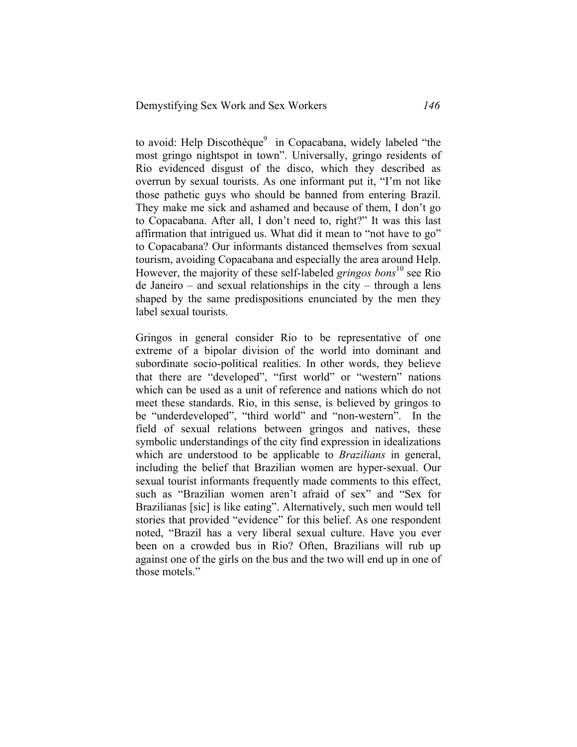to avoid: Help Discothèque[9] in Copacabana, widely labeled "the most gringo nightspot in town". Universally, gringo residents of Rio evidenced disgust of the disco, which they described as overrun by sexual tourists. As one informant put it, "I'm not like those pathetic guys who should be banned from entering Brazil. They make me sick and ashamed and because of them, I don't go to Copacabana. After all, I don't need to, right?" It was this last affirmation that intrigued us. What did it mean to "not have to go" to Copacabana? Our informants distanced themselves from sexual tourism, avoiding Copacabana and especially the area around Help. However, the majority of these self-labeled *gringos bons*[10] see Rio de Janeiro – and sexual relationships in the city – through a lens shaped by the same predispositions enunciated by the men they label sexual tourists.

Gringos in general consider Rio to be representative of one extreme of a bipolar division of the world into dominant and subordinate socio-political realities. In other words, they believe that there are "developed", "first world" or "western" nations which can be used as a unit of reference and nations which do not meet these standards. Rio, in this sense, is believed by gringos to be "underdeveloped", "third world" and "non-western". In the field of sexual relations between gringos and natives, these symbolic understandings of the city find expression in idealizations which are understood to be applicable to *Brazilians* in general, including the belief that Brazilian women are hyper-sexual. Our sexual tourist informants frequently made comments to this effect, such as "Brazilian women aren't afraid of sex" and "Sex for Brazilianas [sic] is like eating". Alternatively, such men would tell stories that provided "evidence" for this belief. As one respondent noted, "Brazil has a very liberal sexual culture. Have you ever been on a crowded bus in Rio? Often, Brazilians will rub up against one of the girls on the bus and the two will end up in one of those motels."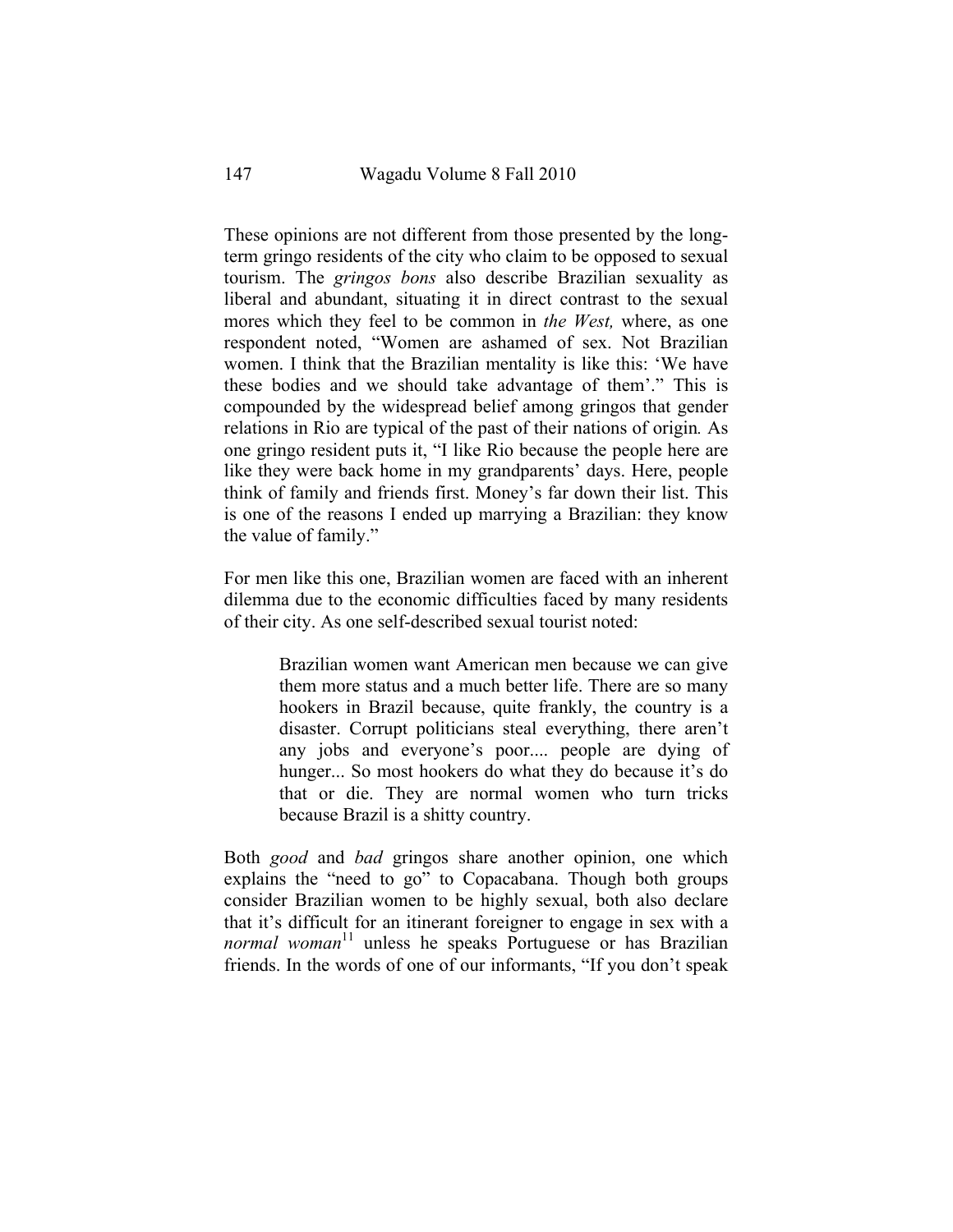These opinions are not different from those presented by the long-term gringo residents of the city who claim to be opposed to sexual tourism. The *gringos bons* also describe Brazilian sexuality as liberal and abundant, situating it in direct contrast to the sexual mores which they feel to be common in *the West,* where, as one respondent noted, "Women are ashamed of sex. Not Brazilian women. I think that the Brazilian mentality is like this: 'We have these bodies and we should take advantage of them'." This is compounded by the widespread belief among gringos that gender relations in Rio are typical of the past of their nations of origin*.* As one gringo resident puts it, "I like Rio because the people here are like they were back home in my grandparents' days. Here, people think of family and friends first. Money's far down their list. This is one of the reasons I ended up marrying a Brazilian: they know the value of family."

For men like this one, Brazilian women are faced with an inherent dilemma due to the economic difficulties faced by many residents of their city. As one self-described sexual tourist noted:

> Brazilian women want American men because we can give them more status and a much better life. There are so many hookers in Brazil because, quite frankly, the country is a disaster. Corrupt politicians steal everything, there aren't any jobs and everyone's poor.... people are dying of hunger... So most hookers do what they do because it's do that or die. They are normal women who turn tricks because Brazil is a shitty country.

Both *good* and *bad* gringos share another opinion, one which explains the "need to go" to Copacabana. Though both groups consider Brazilian women to be highly sexual, both also declare that it's difficult for an itinerant foreigner to engage in sex with a *normal woman*[11] unless he speaks Portuguese or has Brazilian friends. In the words of one of our informants, "If you don't speak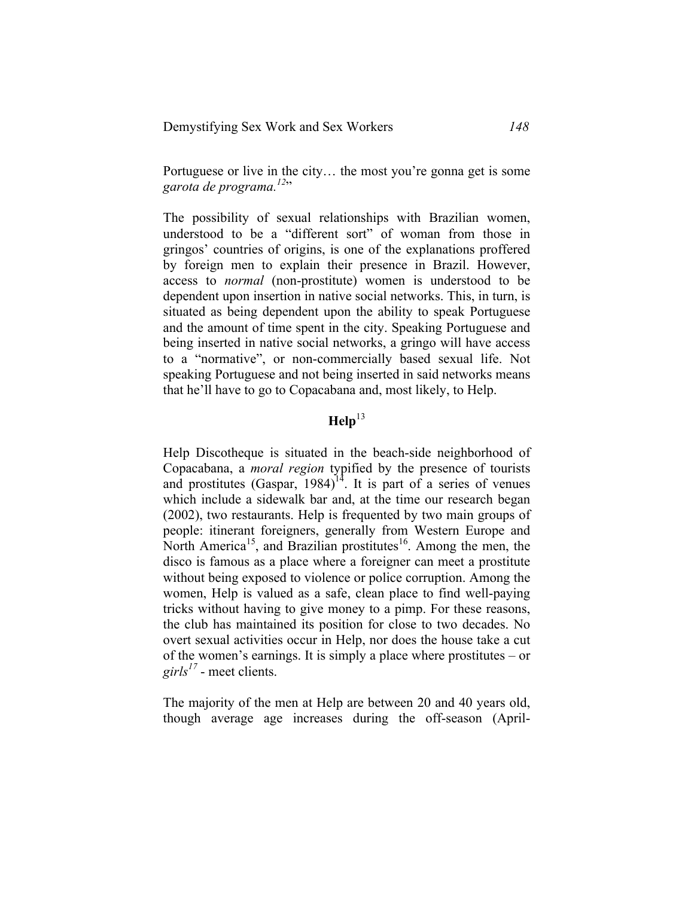Portuguese or live in the city… the most you're gonna get is some *garota de programa.*[12]"

The possibility of sexual relationships with Brazilian women, understood to be a "different sort" of woman from those in gringos' countries of origins, is one of the explanations proffered by foreign men to explain their presence in Brazil. However, access to *normal* (non-prostitute) women is understood to be dependent upon insertion in native social networks. This, in turn, is situated as being dependent upon the ability to speak Portuguese and the amount of time spent in the city. Speaking Portuguese and being inserted in native social networks, a gringo will have access to a "normative", or non-commercially based sexual life. Not speaking Portuguese and not being inserted in said networks means that he'll have to go to Copacabana and, most likely, to Help.

## Help[13]

Help Discotheque is situated in the beach-side neighborhood of Copacabana, a *moral region* typified by the presence of tourists and prostitutes (Gaspar, 1984)[14]. It is part of a series of venues which include a sidewalk bar and, at the time our research began (2002), two restaurants. Help is frequented by two main groups of people: itinerant foreigners, generally from Western Europe and North America[15], and Brazilian prostitutes[16]. Among the men, the disco is famous as a place where a foreigner can meet a prostitute without being exposed to violence or police corruption. Among the women, Help is valued as a safe, clean place to find well-paying tricks without having to give money to a pimp. For these reasons, the club has maintained its position for close to two decades. No overt sexual activities occur in Help, nor does the house take a cut of the women's earnings. It is simply a place where prostitutes – or *girls*[17] - meet clients.

The majority of the men at Help are between 20 and 40 years old, though average age increases during the off-season (April-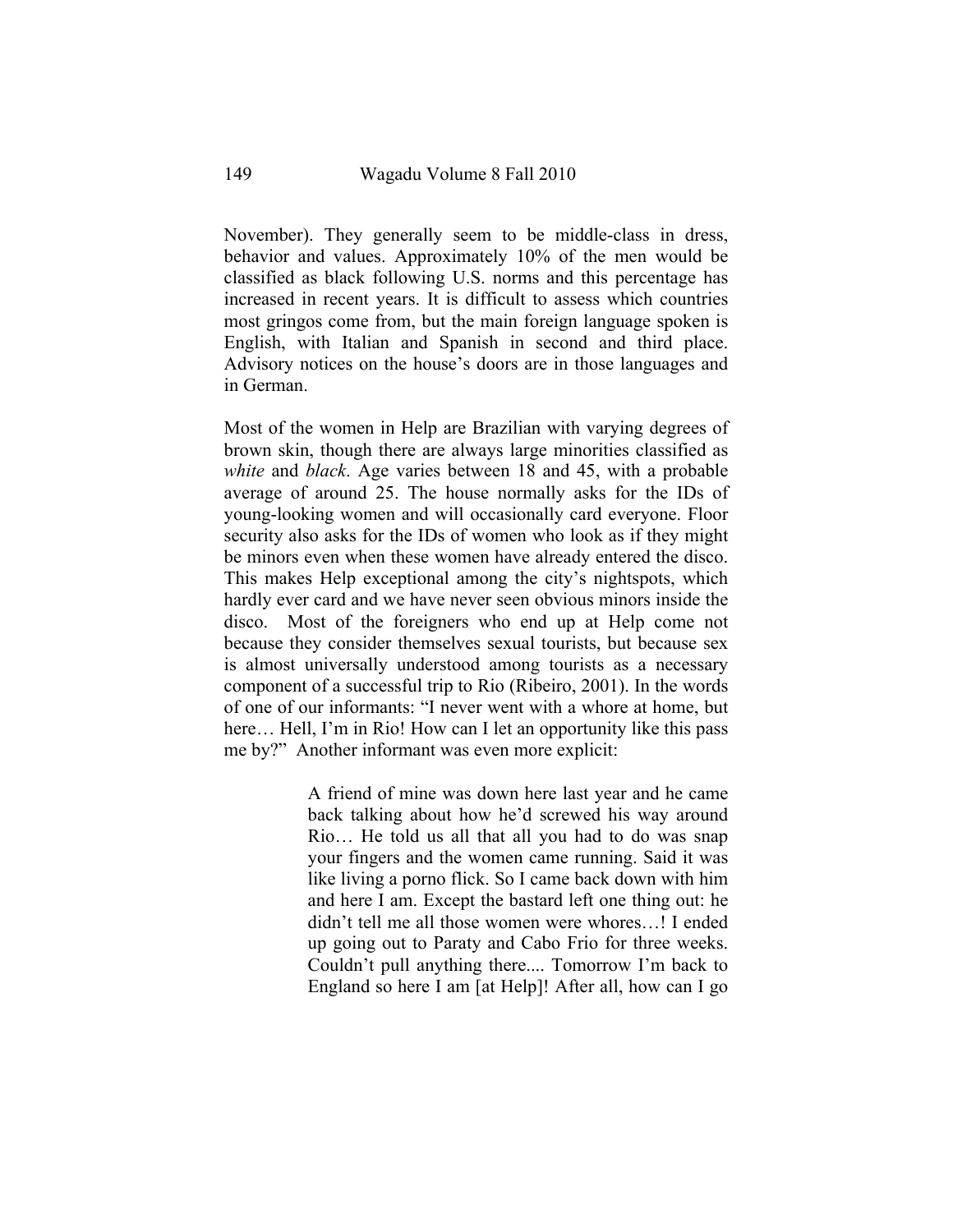November). They generally seem to be middle-class in dress, behavior and values. Approximately 10% of the men would be classified as black following U.S. norms and this percentage has increased in recent years. It is difficult to assess which countries most gringos come from, but the main foreign language spoken is English, with Italian and Spanish in second and third place. Advisory notices on the house's doors are in those languages and in German.

Most of the women in Help are Brazilian with varying degrees of brown skin, though there are always large minorities classified as *white* and *black*. Age varies between 18 and 45, with a probable average of around 25. The house normally asks for the IDs of young-looking women and will occasionally card everyone. Floor security also asks for the IDs of women who look as if they might be minors even when these women have already entered the disco. This makes Help exceptional among the city's nightspots, which hardly ever card and we have never seen obvious minors inside the disco. Most of the foreigners who end up at Help come not because they consider themselves sexual tourists, but because sex is almost universally understood among tourists as a necessary component of a successful trip to Rio (Ribeiro, 2001). In the words of one of our informants: "I never went with a whore at home, but here… Hell, I'm in Rio! How can I let an opportunity like this pass me by?" Another informant was even more explicit:

> A friend of mine was down here last year and he came back talking about how he'd screwed his way around Rio… He told us all that all you had to do was snap your fingers and the women came running. Said it was like living a porno flick. So I came back down with him and here I am. Except the bastard left one thing out: he didn't tell me all those women were whores…! I ended up going out to Paraty and Cabo Frio for three weeks. Couldn't pull anything there.... Tomorrow I'm back to England so here I am [at Help]! After all, how can I go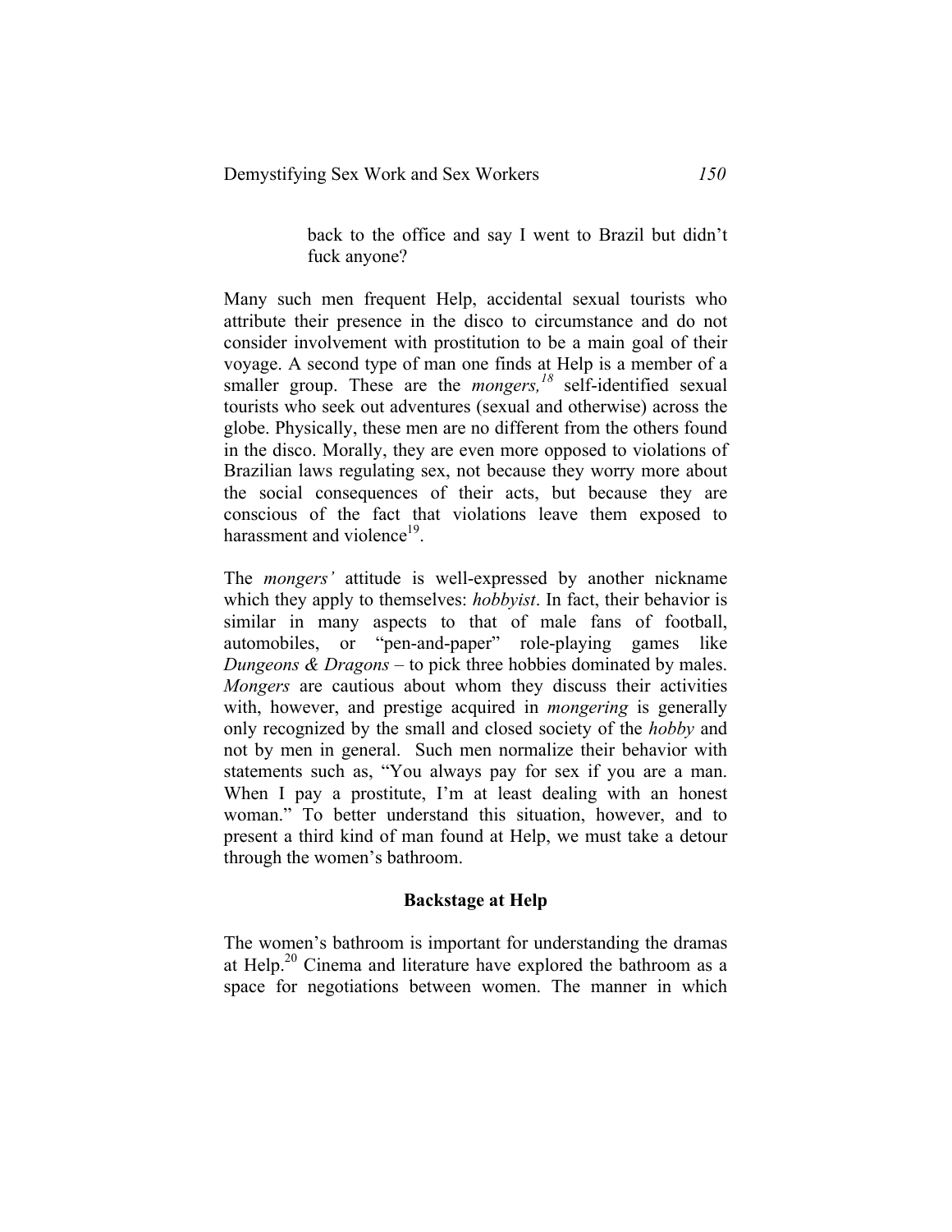> back to the office and say I went to Brazil but didn't fuck anyone?

Many such men frequent Help, accidental sexual tourists who attribute their presence in the disco to circumstance and do not consider involvement with prostitution to be a main goal of their voyage. A second type of man one finds at Help is a member of a smaller group. These are the *mongers,*[18] self-identified sexual tourists who seek out adventures (sexual and otherwise) across the globe. Physically, these men are no different from the others found in the disco. Morally, they are even more opposed to violations of Brazilian laws regulating sex, not because they worry more about the social consequences of their acts, but because they are conscious of the fact that violations leave them exposed to harassment and violence[19].

The *mongers'* attitude is well-expressed by another nickname which they apply to themselves: *hobbyist*. In fact, their behavior is similar in many aspects to that of male fans of football, automobiles, or "pen-and-paper" role-playing games like *Dungeons & Dragons* – to pick three hobbies dominated by males. *Mongers* are cautious about whom they discuss their activities with, however, and prestige acquired in *mongering* is generally only recognized by the small and closed society of the *hobby* and not by men in general. Such men normalize their behavior with statements such as, "You always pay for sex if you are a man. When I pay a prostitute, I'm at least dealing with an honest woman." To better understand this situation, however, and to present a third kind of man found at Help, we must take a detour through the women's bathroom.

### Backstage at Help

The women's bathroom is important for understanding the dramas at Help.[20] Cinema and literature have explored the bathroom as a space for negotiations between women. The manner in which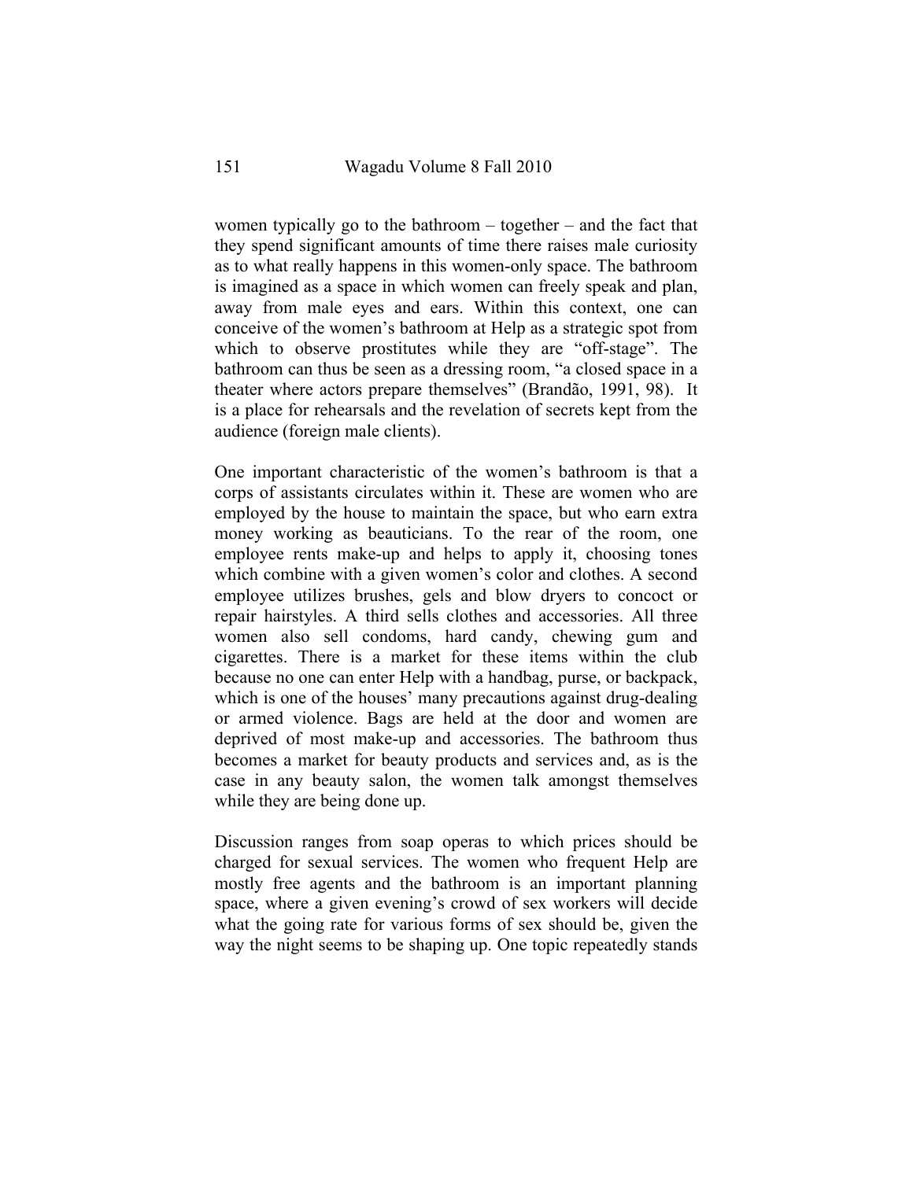women typically go to the bathroom – together – and the fact that they spend significant amounts of time there raises male curiosity as to what really happens in this women-only space. The bathroom is imagined as a space in which women can freely speak and plan, away from male eyes and ears. Within this context, one can conceive of the women's bathroom at Help as a strategic spot from which to observe prostitutes while they are "off-stage". The bathroom can thus be seen as a dressing room, "a closed space in a theater where actors prepare themselves" (Brandão, 1991, 98). It is a place for rehearsals and the revelation of secrets kept from the audience (foreign male clients).

One important characteristic of the women's bathroom is that a corps of assistants circulates within it. These are women who are employed by the house to maintain the space, but who earn extra money working as beauticians. To the rear of the room, one employee rents make-up and helps to apply it, choosing tones which combine with a given women's color and clothes. A second employee utilizes brushes, gels and blow dryers to concoct or repair hairstyles. A third sells clothes and accessories. All three women also sell condoms, hard candy, chewing gum and cigarettes. There is a market for these items within the club because no one can enter Help with a handbag, purse, or backpack, which is one of the houses' many precautions against drug-dealing or armed violence. Bags are held at the door and women are deprived of most make-up and accessories. The bathroom thus becomes a market for beauty products and services and, as is the case in any beauty salon, the women talk amongst themselves while they are being done up.

Discussion ranges from soap operas to which prices should be charged for sexual services. The women who frequent Help are mostly free agents and the bathroom is an important planning space, where a given evening's crowd of sex workers will decide what the going rate for various forms of sex should be, given the way the night seems to be shaping up. One topic repeatedly stands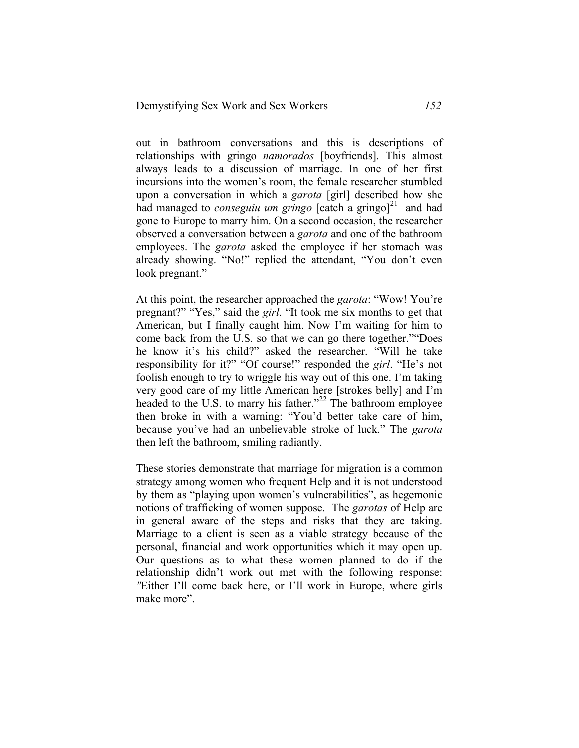out in bathroom conversations and this is descriptions of relationships with gringo *namorados* [boyfriends]. This almost always leads to a discussion of marriage. In one of her first incursions into the women's room, the female researcher stumbled upon a conversation in which a *garota* [girl] described how she had managed to *conseguiu um gringo* [catch a gringo][21] and had gone to Europe to marry him. On a second occasion, the researcher observed a conversation between a *garota* and one of the bathroom employees. The *garota* asked the employee if her stomach was already showing. "No!" replied the attendant, "You don't even look pregnant."

At this point, the researcher approached the *garota*: "Wow! You're pregnant?" "Yes," said the *girl*. "It took me six months to get that American, but I finally caught him. Now I'm waiting for him to come back from the U.S. so that we can go there together.""Does he know it's his child?" asked the researcher. "Will he take responsibility for it?" "Of course!" responded the *girl*. "He's not foolish enough to try to wriggle his way out of this one. I'm taking very good care of my little American here [strokes belly] and I'm headed to the U.S. to marry his father."[22] The bathroom employee then broke in with a warning: "You'd better take care of him, because you've had an unbelievable stroke of luck." The *garota* then left the bathroom, smiling radiantly.

These stories demonstrate that marriage for migration is a common strategy among women who frequent Help and it is not understood by them as "playing upon women's vulnerabilities", as hegemonic notions of trafficking of women suppose. The *garotas* of Help are in general aware of the steps and risks that they are taking. Marriage to a client is seen as a viable strategy because of the personal, financial and work opportunities which it may open up. Our questions as to what these women planned to do if the relationship didn't work out met with the following response: ″Either I'll come back here, or I'll work in Europe, where girls make more".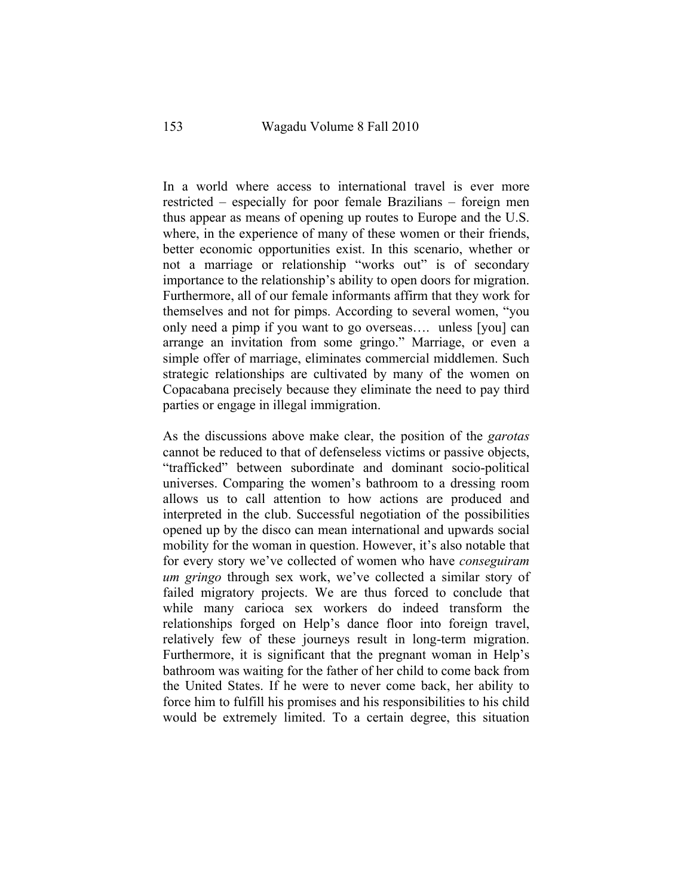In a world where access to international travel is ever more restricted – especially for poor female Brazilians – foreign men thus appear as means of opening up routes to Europe and the U.S. where, in the experience of many of these women or their friends, better economic opportunities exist. In this scenario, whether or not a marriage or relationship "works out" is of secondary importance to the relationship's ability to open doors for migration. Furthermore, all of our female informants affirm that they work for themselves and not for pimps. According to several women, "you only need a pimp if you want to go overseas…. unless [you] can arrange an invitation from some gringo." Marriage, or even a simple offer of marriage, eliminates commercial middlemen. Such strategic relationships are cultivated by many of the women on Copacabana precisely because they eliminate the need to pay third parties or engage in illegal immigration.

As the discussions above make clear, the position of the *garotas* cannot be reduced to that of defenseless victims or passive objects, "trafficked" between subordinate and dominant socio-political universes. Comparing the women's bathroom to a dressing room allows us to call attention to how actions are produced and interpreted in the club. Successful negotiation of the possibilities opened up by the disco can mean international and upwards social mobility for the woman in question. However, it's also notable that for every story we've collected of women who have *conseguiram um gringo* through sex work, we've collected a similar story of failed migratory projects. We are thus forced to conclude that while many carioca sex workers do indeed transform the relationships forged on Help's dance floor into foreign travel, relatively few of these journeys result in long-term migration. Furthermore, it is significant that the pregnant woman in Help's bathroom was waiting for the father of her child to come back from the United States. If he were to never come back, her ability to force him to fulfill his promises and his responsibilities to his child would be extremely limited. To a certain degree, this situation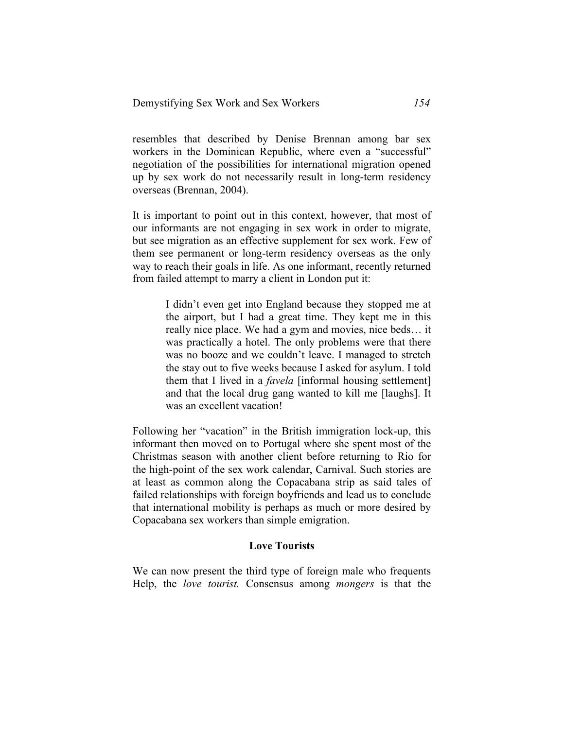resembles that described by Denise Brennan among bar sex workers in the Dominican Republic, where even a "successful" negotiation of the possibilities for international migration opened up by sex work do not necessarily result in long-term residency overseas (Brennan, 2004).

It is important to point out in this context, however, that most of our informants are not engaging in sex work in order to migrate, but see migration as an effective supplement for sex work. Few of them see permanent or long-term residency overseas as the only way to reach their goals in life. As one informant, recently returned from failed attempt to marry a client in London put it:

> I didn't even get into England because they stopped me at the airport, but I had a great time. They kept me in this really nice place. We had a gym and movies, nice beds… it was practically a hotel. The only problems were that there was no booze and we couldn't leave. I managed to stretch the stay out to five weeks because I asked for asylum. I told them that I lived in a *favela* [informal housing settlement] and that the local drug gang wanted to kill me [laughs]. It was an excellent vacation!

Following her "vacation" in the British immigration lock-up, this informant then moved on to Portugal where she spent most of the Christmas season with another client before returning to Rio for the high-point of the sex work calendar, Carnival. Such stories are at least as common along the Copacabana strip as said tales of failed relationships with foreign boyfriends and lead us to conclude that international mobility is perhaps as much or more desired by Copacabana sex workers than simple emigration.

### Love Tourists

We can now present the third type of foreign male who frequents Help, the *love tourist.* Consensus among *mongers* is that the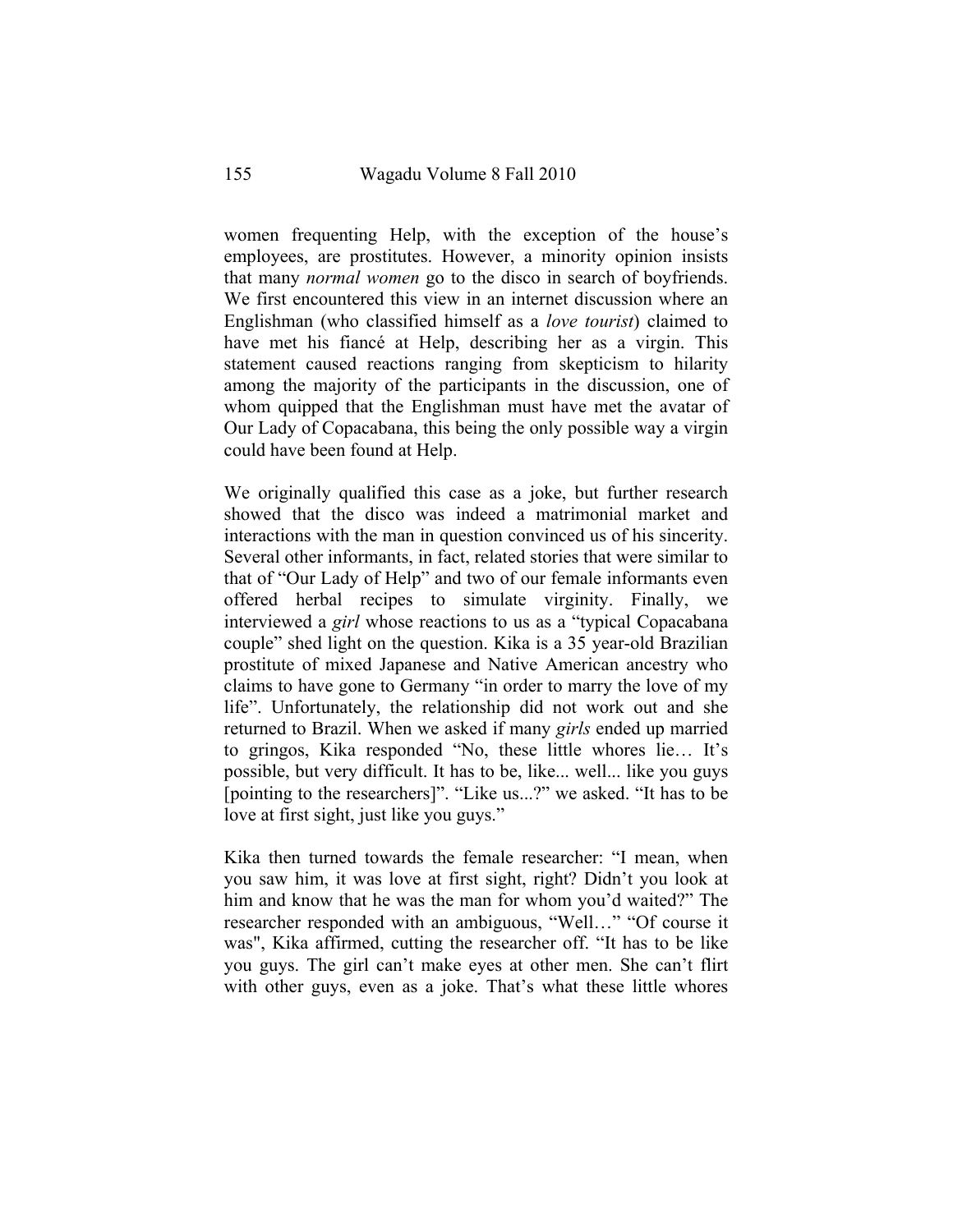women frequenting Help, with the exception of the house's employees, are prostitutes. However, a minority opinion insists that many *normal women* go to the disco in search of boyfriends. We first encountered this view in an internet discussion where an Englishman (who classified himself as a *love tourist*) claimed to have met his fiancé at Help, describing her as a virgin. This statement caused reactions ranging from skepticism to hilarity among the majority of the participants in the discussion, one of whom quipped that the Englishman must have met the avatar of Our Lady of Copacabana, this being the only possible way a virgin could have been found at Help.

We originally qualified this case as a joke, but further research showed that the disco was indeed a matrimonial market and interactions with the man in question convinced us of his sincerity. Several other informants, in fact, related stories that were similar to that of "Our Lady of Help" and two of our female informants even offered herbal recipes to simulate virginity. Finally, we interviewed a *girl* whose reactions to us as a "typical Copacabana couple" shed light on the question. Kika is a 35 year-old Brazilian prostitute of mixed Japanese and Native American ancestry who claims to have gone to Germany "in order to marry the love of my life". Unfortunately, the relationship did not work out and she returned to Brazil. When we asked if many *girls* ended up married to gringos, Kika responded "No, these little whores lie… It's possible, but very difficult. It has to be, like... well... like you guys [pointing to the researchers]". "Like us...?" we asked. "It has to be love at first sight, just like you guys."

Kika then turned towards the female researcher: "I mean, when you saw him, it was love at first sight, right? Didn't you look at him and know that he was the man for whom you'd waited?" The researcher responded with an ambiguous, "Well…" "Of course it was", Kika affirmed, cutting the researcher off. "It has to be like you guys. The girl can't make eyes at other men. She can't flirt with other guys, even as a joke. That's what these little whores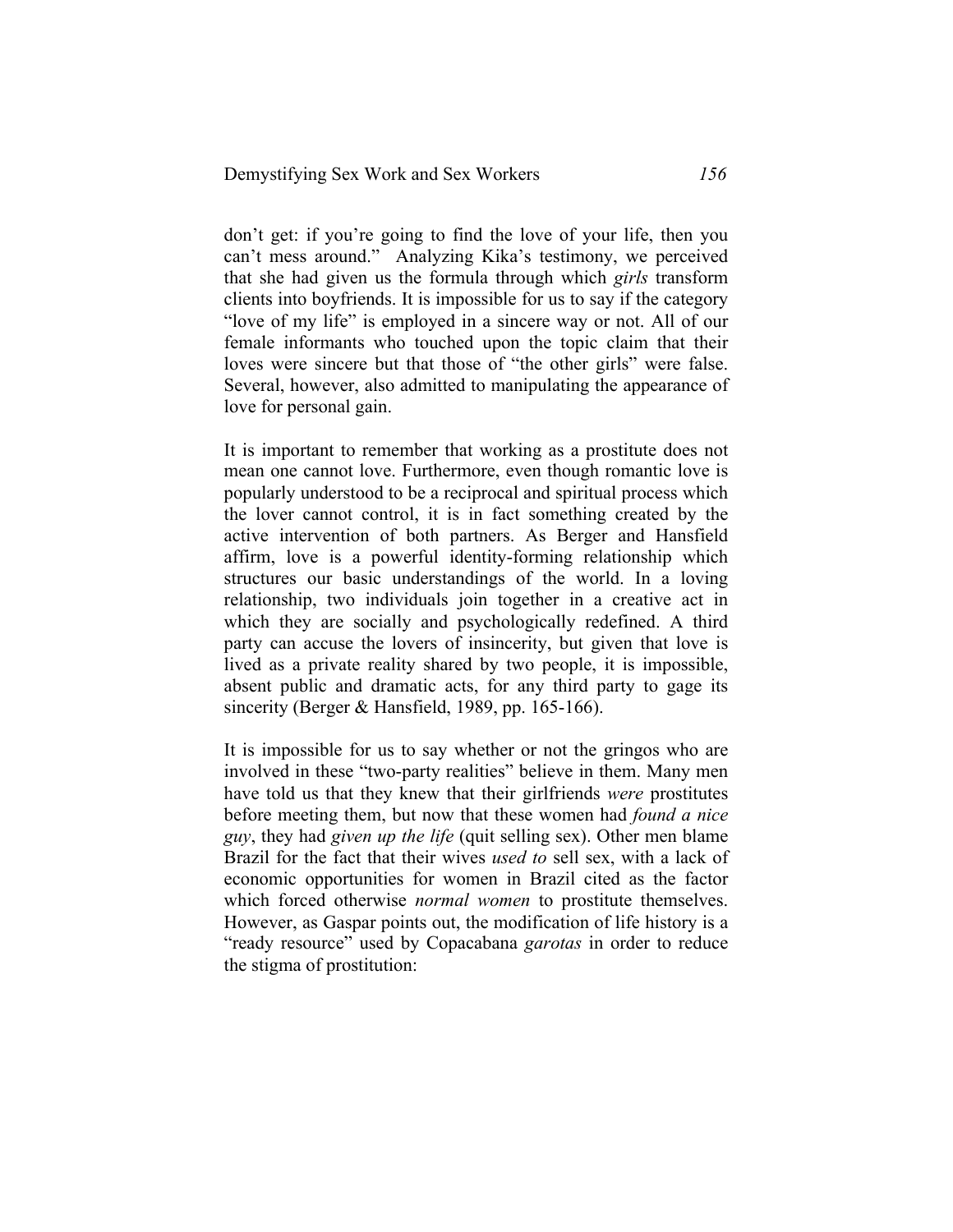don't get: if you're going to find the love of your life, then you can't mess around." Analyzing Kika's testimony, we perceived that she had given us the formula through which *girls* transform clients into boyfriends. It is impossible for us to say if the category "love of my life" is employed in a sincere way or not. All of our female informants who touched upon the topic claim that their loves were sincere but that those of "the other girls" were false. Several, however, also admitted to manipulating the appearance of love for personal gain.

It is important to remember that working as a prostitute does not mean one cannot love. Furthermore, even though romantic love is popularly understood to be a reciprocal and spiritual process which the lover cannot control, it is in fact something created by the active intervention of both partners. As Berger and Hansfield affirm, love is a powerful identity-forming relationship which structures our basic understandings of the world. In a loving relationship, two individuals join together in a creative act in which they are socially and psychologically redefined. A third party can accuse the lovers of insincerity, but given that love is lived as a private reality shared by two people, it is impossible, absent public and dramatic acts, for any third party to gage its sincerity (Berger & Hansfield, 1989, pp. 165-166).

It is impossible for us to say whether or not the gringos who are involved in these "two-party realities" believe in them. Many men have told us that they knew that their girlfriends *were* prostitutes before meeting them, but now that these women had *found a nice guy*, they had *given up the life* (quit selling sex). Other men blame Brazil for the fact that their wives *used to* sell sex, with a lack of economic opportunities for women in Brazil cited as the factor which forced otherwise *normal women* to prostitute themselves. However, as Gaspar points out, the modification of life history is a "ready resource" used by Copacabana *garotas* in order to reduce the stigma of prostitution: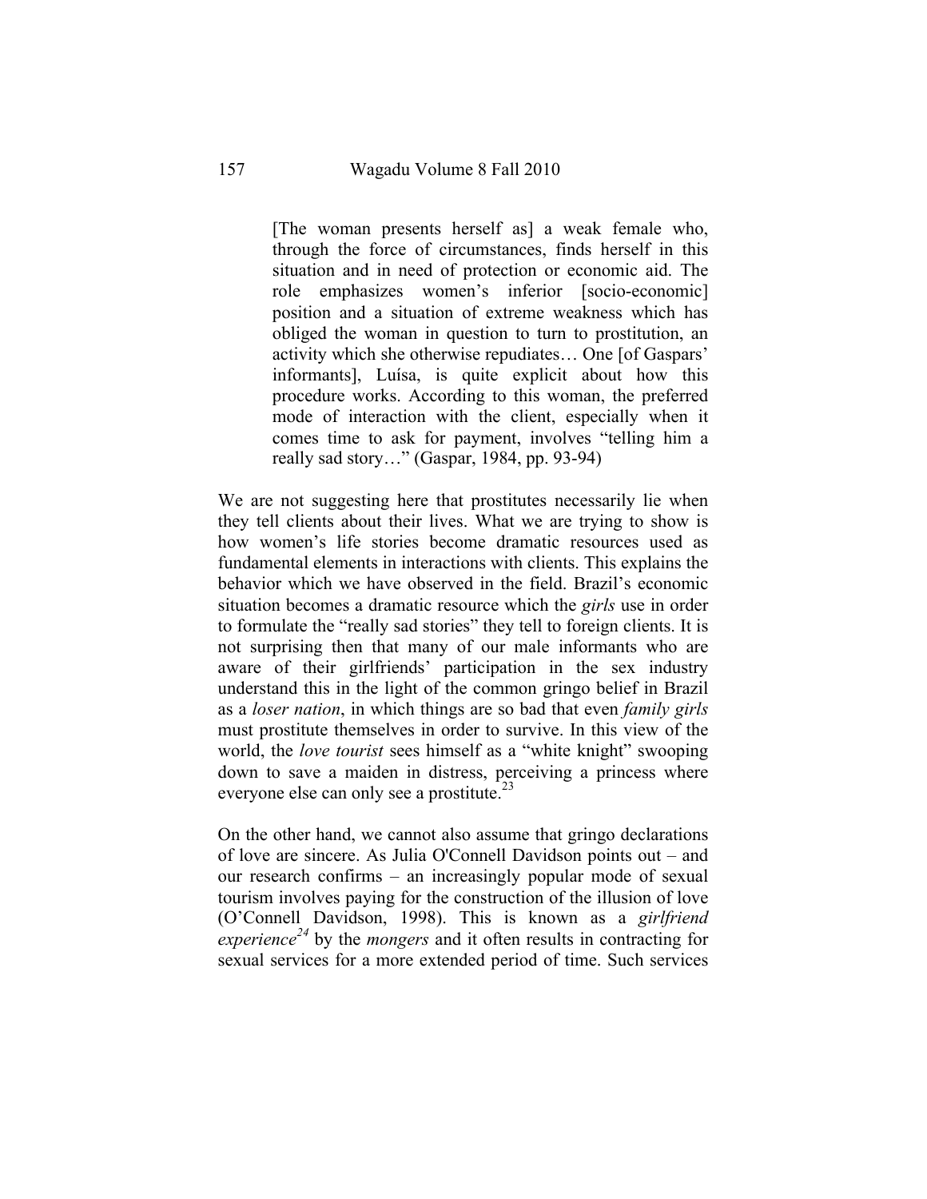> [The woman presents herself as] a weak female who, through the force of circumstances, finds herself in this situation and in need of protection or economic aid. The role emphasizes women's inferior [socio-economic] position and a situation of extreme weakness which has obliged the woman in question to turn to prostitution, an activity which she otherwise repudiates… One [of Gaspars' informants], Luísa, is quite explicit about how this procedure works. According to this woman, the preferred mode of interaction with the client, especially when it comes time to ask for payment, involves "telling him a really sad story…" (Gaspar, 1984, pp. 93-94)

We are not suggesting here that prostitutes necessarily lie when they tell clients about their lives. What we are trying to show is how women's life stories become dramatic resources used as fundamental elements in interactions with clients. This explains the behavior which we have observed in the field. Brazil's economic situation becomes a dramatic resource which the *girls* use in order to formulate the "really sad stories" they tell to foreign clients. It is not surprising then that many of our male informants who are aware of their girlfriends' participation in the sex industry understand this in the light of the common gringo belief in Brazil as a *loser nation*, in which things are so bad that even *family girls* must prostitute themselves in order to survive. In this view of the world, the *love tourist* sees himself as a "white knight" swooping down to save a maiden in distress, perceiving a princess where everyone else can only see a prostitute.[23]

On the other hand, we cannot also assume that gringo declarations of love are sincere. As Julia O'Connell Davidson points out – and our research confirms – an increasingly popular mode of sexual tourism involves paying for the construction of the illusion of love (O'Connell Davidson, 1998). This is known as a *girlfriend experience*[24] by the *mongers* and it often results in contracting for sexual services for a more extended period of time. Such services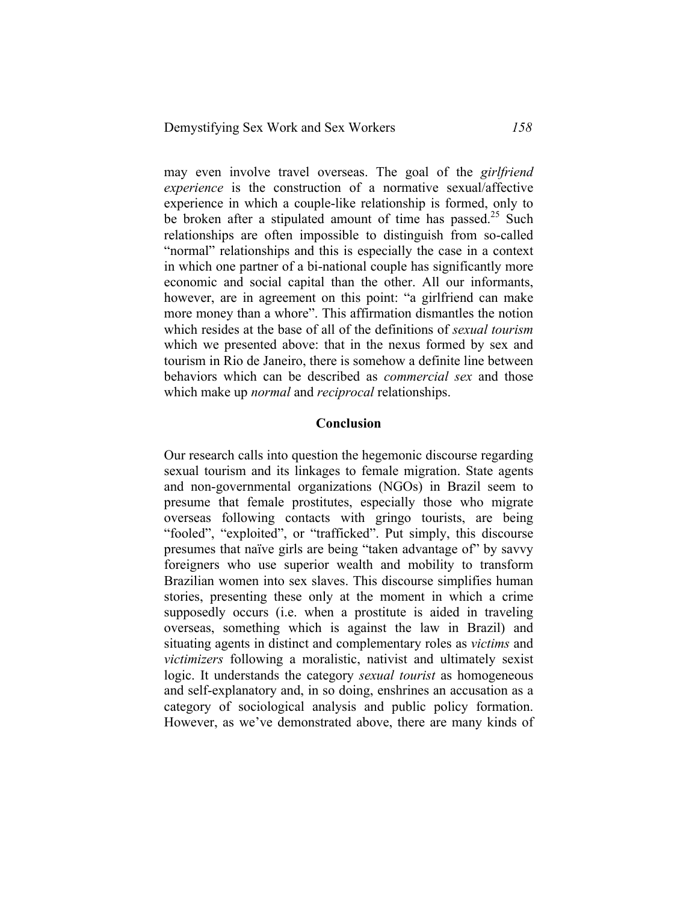may even involve travel overseas. The goal of the *girlfriend experience* is the construction of a normative sexual/affective experience in which a couple-like relationship is formed, only to be broken after a stipulated amount of time has passed.[25] Such relationships are often impossible to distinguish from so-called "normal" relationships and this is especially the case in a context in which one partner of a bi-national couple has significantly more economic and social capital than the other. All our informants, however, are in agreement on this point: "a girlfriend can make more money than a whore". This affirmation dismantles the notion which resides at the base of all of the definitions of *sexual tourism* which we presented above: that in the nexus formed by sex and tourism in Rio de Janeiro, there is somehow a definite line between behaviors which can be described as *commercial sex* and those which make up *normal* and *reciprocal* relationships.

## Conclusion

Our research calls into question the hegemonic discourse regarding sexual tourism and its linkages to female migration. State agents and non-governmental organizations (NGOs) in Brazil seem to presume that female prostitutes, especially those who migrate overseas following contacts with gringo tourists, are being "fooled", "exploited", or "trafficked". Put simply, this discourse presumes that naïve girls are being "taken advantage of" by savvy foreigners who use superior wealth and mobility to transform Brazilian women into sex slaves. This discourse simplifies human stories, presenting these only at the moment in which a crime supposedly occurs (i.e. when a prostitute is aided in traveling overseas, something which is against the law in Brazil) and situating agents in distinct and complementary roles as *victims* and *victimizers* following a moralistic, nativist and ultimately sexist logic. It understands the category *sexual tourist* as homogeneous and self-explanatory and, in so doing, enshrines an accusation as a category of sociological analysis and public policy formation. However, as we've demonstrated above, there are many kinds of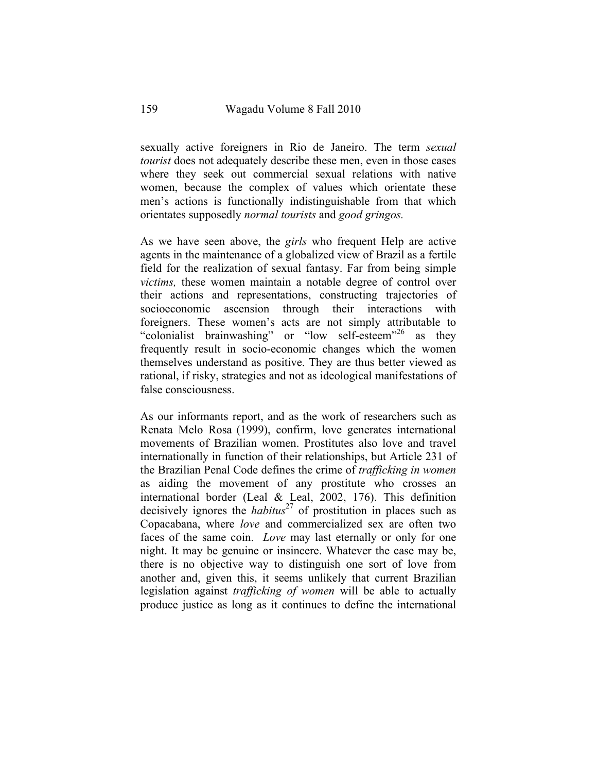sexually active foreigners in Rio de Janeiro. The term *sexual tourist* does not adequately describe these men, even in those cases where they seek out commercial sexual relations with native women, because the complex of values which orientate these men's actions is functionally indistinguishable from that which orientates supposedly *normal tourists* and *good gringos.*

As we have seen above, the *girls* who frequent Help are active agents in the maintenance of a globalized view of Brazil as a fertile field for the realization of sexual fantasy. Far from being simple *victims,* these women maintain a notable degree of control over their actions and representations, constructing trajectories of socioeconomic ascension through their interactions with foreigners. These women's acts are not simply attributable to "colonialist brainwashing" or "low self-esteem"[26] as they frequently result in socio-economic changes which the women themselves understand as positive. They are thus better viewed as rational, if risky, strategies and not as ideological manifestations of false consciousness.

As our informants report, and as the work of researchers such as Renata Melo Rosa (1999), confirm, love generates international movements of Brazilian women. Prostitutes also love and travel internationally in function of their relationships, but Article 231 of the Brazilian Penal Code defines the crime of *trafficking in women* as aiding the movement of any prostitute who crosses an international border (Leal & Leal, 2002, 176). This definition decisively ignores the *habitus*[27] of prostitution in places such as Copacabana, where *love* and commercialized sex are often two faces of the same coin. *Love* may last eternally or only for one night. It may be genuine or insincere. Whatever the case may be, there is no objective way to distinguish one sort of love from another and, given this, it seems unlikely that current Brazilian legislation against *trafficking of women* will be able to actually produce justice as long as it continues to define the international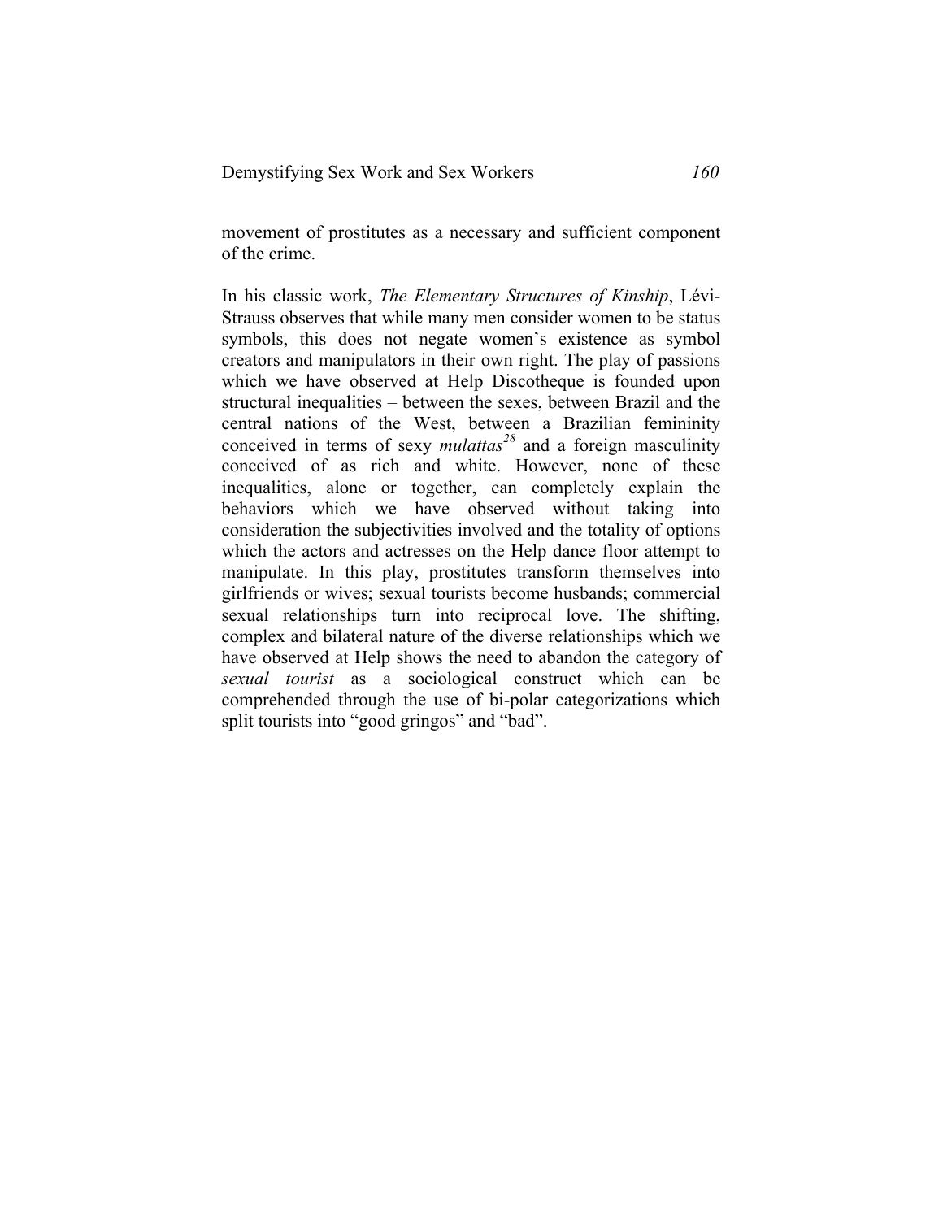movement of prostitutes as a necessary and sufficient component of the crime.

In his classic work, *The Elementary Structures of Kinship*, Lévi-Strauss observes that while many men consider women to be status symbols, this does not negate women's existence as symbol creators and manipulators in their own right. The play of passions which we have observed at Help Discotheque is founded upon structural inequalities – between the sexes, between Brazil and the central nations of the West, between a Brazilian femininity conceived in terms of sexy *mulattas*[28] and a foreign masculinity conceived of as rich and white. However, none of these inequalities, alone or together, can completely explain the behaviors which we have observed without taking into consideration the subjectivities involved and the totality of options which the actors and actresses on the Help dance floor attempt to manipulate. In this play, prostitutes transform themselves into girlfriends or wives; sexual tourists become husbands; commercial sexual relationships turn into reciprocal love. The shifting, complex and bilateral nature of the diverse relationships which we have observed at Help shows the need to abandon the category of *sexual tourist* as a sociological construct which can be comprehended through the use of bi-polar categorizations which split tourists into "good gringos" and "bad".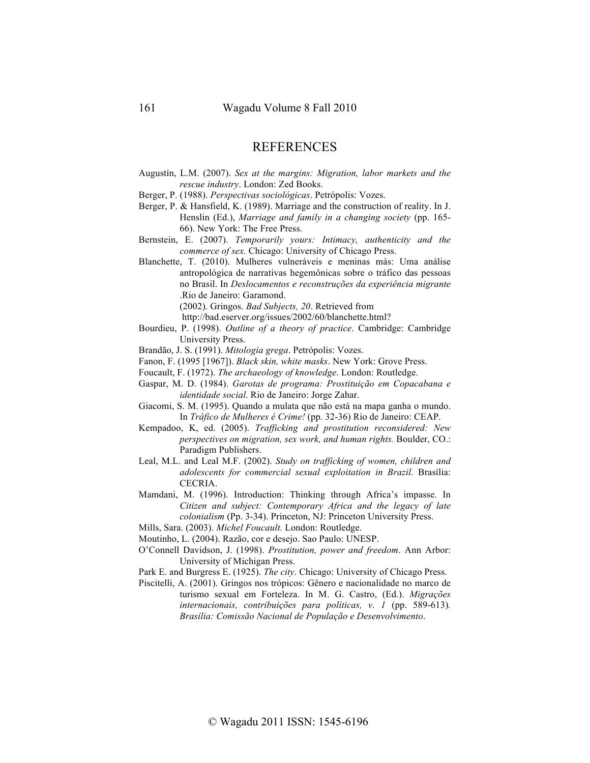# REFERENCES

Augustín, L.M. (2007). *Sex at the margins: Migration, labor markets and the rescue industry*. London: Zed Books.

Berger, P. (1988). *Perspectivas sociológicas*. Petrópolis: Vozes.

Berger, P. & Hansfield, K. (1989). Marriage and the construction of reality. In J. Henslin (Ed.), *Marriage and family in a changing society* (pp. 165-66). New York: The Free Press.

Bernstein, E. (2007). *Temporarily yours: Intimacy, authenticity and the commerce of sex.* Chicago: University of Chicago Press.

Blanchette, T. (2010). Mulheres vulneráveis e meninas más: Uma análise antropológica de narrativas hegemônicas sobre o tráfico das pessoas no Brasil. In *Deslocamentos e reconstruções da experiência migrante* .Rio de Janeiro: Garamond.

(2002). Gringos. *Bad Subjects, 20*. Retrieved from http://bad.eserver.org/issues/2002/60/blanchette.html?

Bourdieu, P. (1998). *Outline of a theory of practice*. Cambridge: Cambridge University Press.

Brandão, J. S. (1991). *Mitologia grega*. Petrópolis: Vozes.

Fanon, F. (1995 [1967]). *Black skin, white masks*. New York: Grove Press.

Foucault, F. (1972). *The archaeology of knowledge*. London: Routledge.

Gaspar, M. D. (1984). *Garotas de programa: Prostituição em Copacabana e identidade social*. Rio de Janeiro: Jorge Zahar.

Giacomi, S. M. (1995). Quando a mulata que não está na mapa ganha o mundo. In *Tráfico de Mulheres é Crime!* (pp. 32-36) Rio de Janeiro: CEAP.

Kempadoo, K, ed. (2005). *Trafficking and prostitution reconsidered: New perspectives on migration, sex work, and human rights.* Boulder, CO.: Paradigm Publishers.

Leal, M.L. and Leal M.F. (2002). *Study on trafficking of women, children and adolescents for commercial sexual exploitation in Brazil.* Brasília: CECRIA.

Mamdani, M. (1996). Introduction: Thinking through Africa's impasse. In *Citizen and subject: Contemporary Africa and the legacy of late colonialism* (Pp. 3-34). Princeton, NJ: Princeton University Press.

Mills, Sara. (2003). *Michel Foucault.* London: Routledge.

Moutinho, L. (2004). Razão, cor e desejo. Sao Paulo: UNESP.

O'Connell Davidson, J. (1998). *Prostitution, power and freedom*. Ann Arbor: University of Michigan Press.

Park E. and Burgress E. (1925). *The city*. Chicago: University of Chicago Press.

Piscitelli, A. (2001). Gringos nos trópicos: Gênero e nacionalidade no marco de turismo sexual em Forteleza. In M. G. Castro, (Ed.). *Migrações internacionais, contribuições para políticas, v. 1* (pp. 589-613)*. Brasília: Comissão Nacional de População e Desenvolvimento*.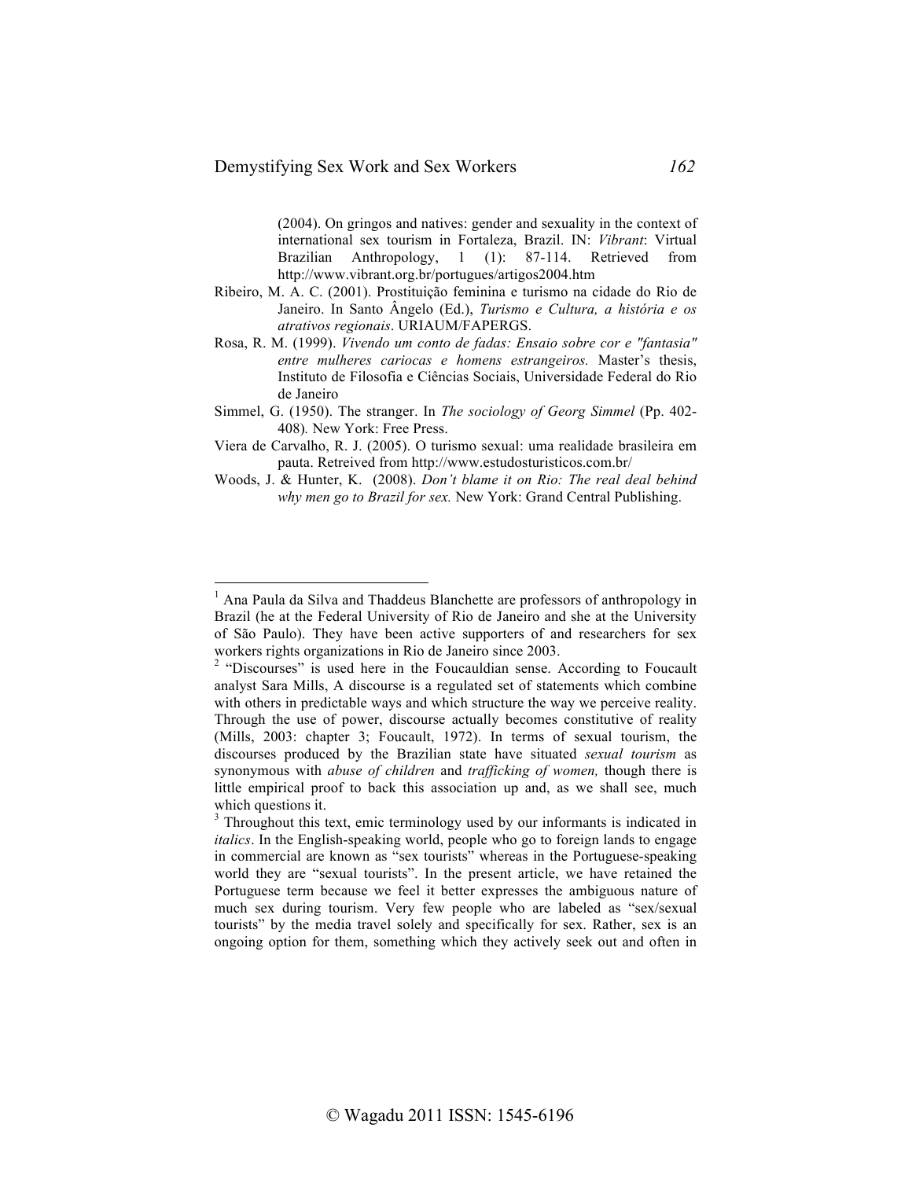(2004). On gringos and natives: gender and sexuality in the context of international sex tourism in Fortaleza, Brazil. IN: *Vibrant*: Virtual Brazilian Anthropology, 1 (1): 87-114. Retrieved from http://www.vibrant.org.br/portugues/artigos2004.htm

Ribeiro, M. A. C. (2001). Prostituição feminina e turismo na cidade do Rio de Janeiro. In Santo Ângelo (Ed.), *Turismo e Cultura, a história e os atrativos regionais*. URIAUM/FAPERGS.

Rosa, R. M. (1999). *Vivendo um conto de fadas: Ensaio sobre cor e "fantasia" entre mulheres cariocas e homens estrangeiros.* Master's thesis, Instituto de Filosofia e Ciências Sociais, Universidade Federal do Rio de Janeiro

Simmel, G. (1950). The stranger. In *The sociology of Georg Simmel* (Pp. 402-408)*.* New York: Free Press.

Viera de Carvalho, R. J. (2005). O turismo sexual: uma realidade brasileira em pauta. Retreived from http://www.estudosturisticos.com.br/

Woods, J. & Hunter, K. (2008). *Don't blame it on Rio: The real deal behind why men go to Brazil for sex.* New York: Grand Central Publishing.

---

[1] Ana Paula da Silva and Thaddeus Blanchette are professors of anthropology in Brazil (he at the Federal University of Rio de Janeiro and she at the University of São Paulo). They have been active supporters of and researchers for sex workers rights organizations in Rio de Janeiro since 2003.

[2] "Discourses" is used here in the Foucauldian sense. According to Foucault analyst Sara Mills, A discourse is a regulated set of statements which combine with others in predictable ways and which structure the way we perceive reality. Through the use of power, discourse actually becomes constitutive of reality (Mills, 2003: chapter 3; Foucault, 1972). In terms of sexual tourism, the discourses produced by the Brazilian state have situated *sexual tourism* as synonymous with *abuse of children* and *trafficking of women,* though there is little empirical proof to back this association up and, as we shall see, much which questions it.

[3] Throughout this text, emic terminology used by our informants is indicated in *italics*. In the English-speaking world, people who go to foreign lands to engage in commercial are known as "sex tourists" whereas in the Portuguese-speaking world they are "sexual tourists". In the present article, we have retained the Portuguese term because we feel it better expresses the ambiguous nature of much sex during tourism. Very few people who are labeled as "sex/sexual tourists" by the media travel solely and specifically for sex. Rather, sex is an ongoing option for them, something which they actively seek out and often in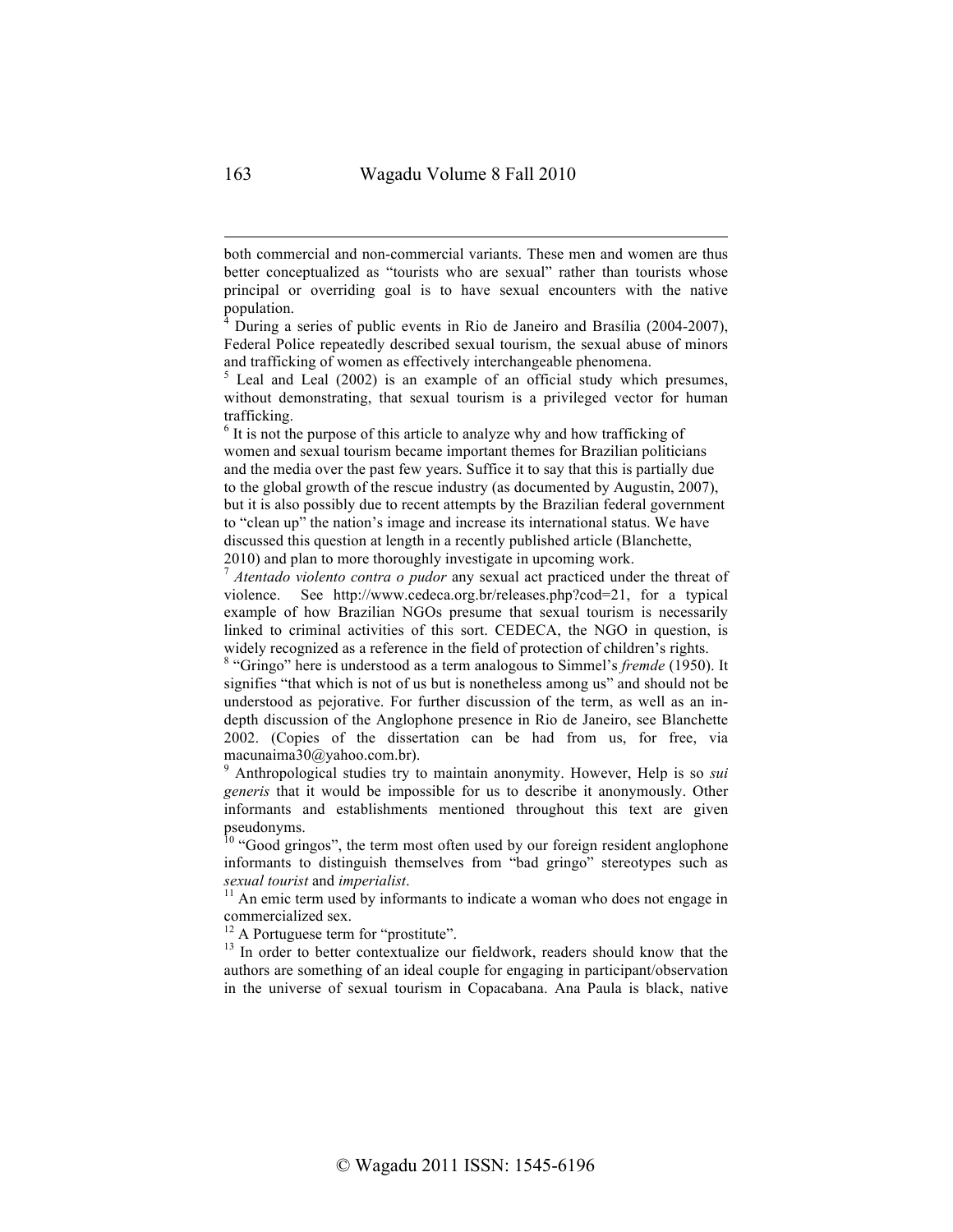both commercial and non-commercial variants. These men and women are thus better conceptualized as "tourists who are sexual" rather than tourists whose principal or overriding goal is to have sexual encounters with the native population.

[4] During a series of public events in Rio de Janeiro and Brasília (2004-2007), Federal Police repeatedly described sexual tourism, the sexual abuse of minors and trafficking of women as effectively interchangeable phenomena.

[5] Leal and Leal (2002) is an example of an official study which presumes, without demonstrating, that sexual tourism is a privileged vector for human trafficking.

[6] It is not the purpose of this article to analyze why and how trafficking of women and sexual tourism became important themes for Brazilian politicians and the media over the past few years. Suffice it to say that this is partially due to the global growth of the rescue industry (as documented by Augustin, 2007), but it is also possibly due to recent attempts by the Brazilian federal government to "clean up" the nation's image and increase its international status. We have discussed this question at length in a recently published article (Blanchette, 2010) and plan to more thoroughly investigate in upcoming work.

[7] *Atentado violento contra o pudor* any sexual act practiced under the threat of violence. See http://www.cedeca.org.br/releases.php?cod=21, for a typical example of how Brazilian NGOs presume that sexual tourism is necessarily linked to criminal activities of this sort. CEDECA, the NGO in question, is widely recognized as a reference in the field of protection of children's rights.

[8] "Gringo" here is understood as a term analogous to Simmel's *fremde* (1950). It signifies "that which is not of us but is nonetheless among us" and should not be understood as pejorative. For further discussion of the term, as well as an in-depth discussion of the Anglophone presence in Rio de Janeiro, see Blanchette 2002. (Copies of the dissertation can be had from us, for free, via macunaima30@yahoo.com.br).

[9] Anthropological studies try to maintain anonymity. However, Help is so *sui generis* that it would be impossible for us to describe it anonymously. Other informants and establishments mentioned throughout this text are given pseudonyms.

[10] "Good gringos", the term most often used by our foreign resident anglophone informants to distinguish themselves from "bad gringo" stereotypes such as *sexual tourist* and *imperialist*.

[11] An emic term used by informants to indicate a woman who does not engage in commercialized sex.

[12] A Portuguese term for "prostitute".

[13] In order to better contextualize our fieldwork, readers should know that the authors are something of an ideal couple for engaging in participant/observation in the universe of sexual tourism in Copacabana. Ana Paula is black, native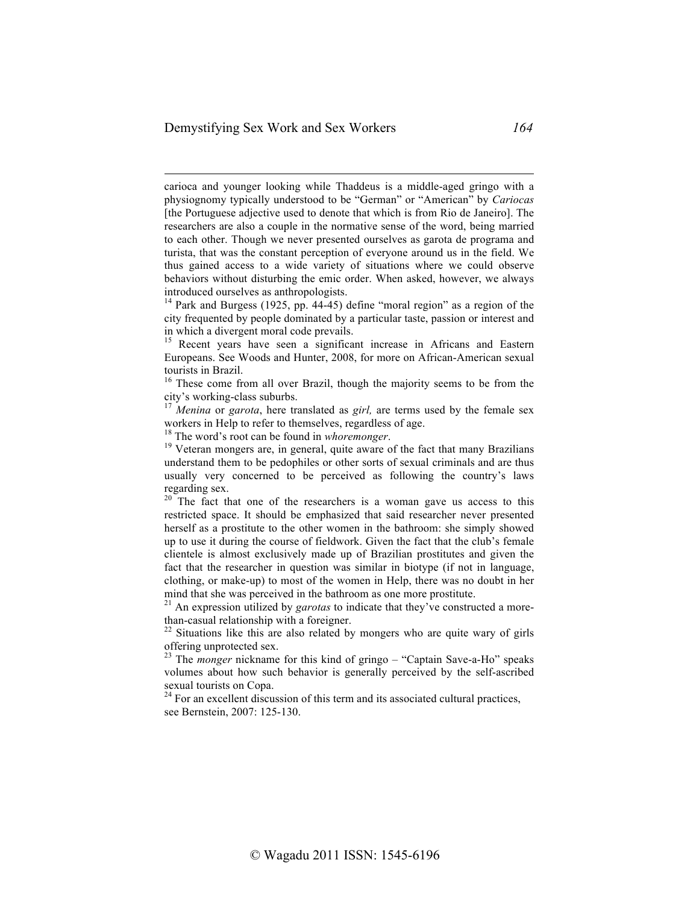carioca and younger looking while Thaddeus is a middle-aged gringo with a physiognomy typically understood to be "German" or "American" by *Cariocas* [the Portuguese adjective used to denote that which is from Rio de Janeiro]. The researchers are also a couple in the normative sense of the word, being married to each other. Though we never presented ourselves as garota de programa and turista, that was the constant perception of everyone around us in the field. We thus gained access to a wide variety of situations where we could observe behaviors without disturbing the emic order. When asked, however, we always introduced ourselves as anthropologists.

[14] Park and Burgess (1925, pp. 44-45) define "moral region" as a region of the city frequented by people dominated by a particular taste, passion or interest and in which a divergent moral code prevails.

[15] Recent years have seen a significant increase in Africans and Eastern Europeans. See Woods and Hunter, 2008, for more on African-American sexual tourists in Brazil.

[16] These come from all over Brazil, though the majority seems to be from the city's working-class suburbs.

[17] *Menina* or *garota*, here translated as *girl,* are terms used by the female sex workers in Help to refer to themselves, regardless of age.

[18] The word's root can be found in *whoremonger*.

[19] Veteran mongers are, in general, quite aware of the fact that many Brazilians understand them to be pedophiles or other sorts of sexual criminals and are thus usually very concerned to be perceived as following the country's laws regarding sex.

[20] The fact that one of the researchers is a woman gave us access to this restricted space. It should be emphasized that said researcher never presented herself as a prostitute to the other women in the bathroom: she simply showed up to use it during the course of fieldwork. Given the fact that the club's female clientele is almost exclusively made up of Brazilian prostitutes and given the fact that the researcher in question was similar in biotype (if not in language, clothing, or make-up) to most of the women in Help, there was no doubt in her mind that she was perceived in the bathroom as one more prostitute.

[21] An expression utilized by *garotas* to indicate that they've constructed a more-than-casual relationship with a foreigner.

[22] Situations like this are also related by mongers who are quite wary of girls offering unprotected sex.

[23] The *monger* nickname for this kind of gringo – "Captain Save-a-Ho" speaks volumes about how such behavior is generally perceived by the self-ascribed sexual tourists on Copa.

[24] For an excellent discussion of this term and its associated cultural practices, see Bernstein, 2007: 125-130.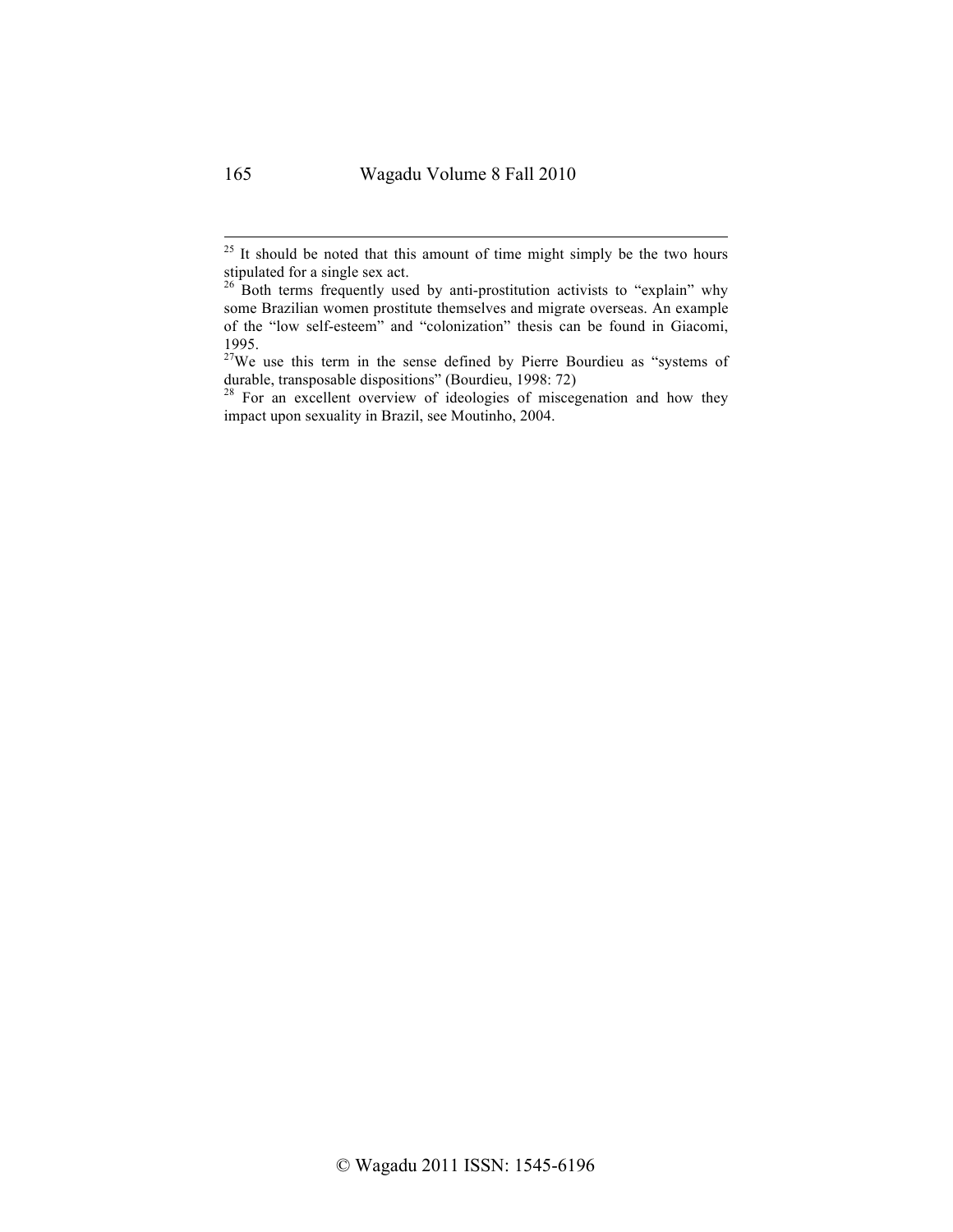[25] It should be noted that this amount of time might simply be the two hours stipulated for a single sex act.

[26] Both terms frequently used by anti-prostitution activists to "explain" why some Brazilian women prostitute themselves and migrate overseas. An example of the "low self-esteem" and "colonization" thesis can be found in Giacomi, 1995.

[27] We use this term in the sense defined by Pierre Bourdieu as "systems of durable, transposable dispositions" (Bourdieu, 1998: 72)

[28] For an excellent overview of ideologies of miscegenation and how they impact upon sexuality in Brazil, see Moutinho, 2004.